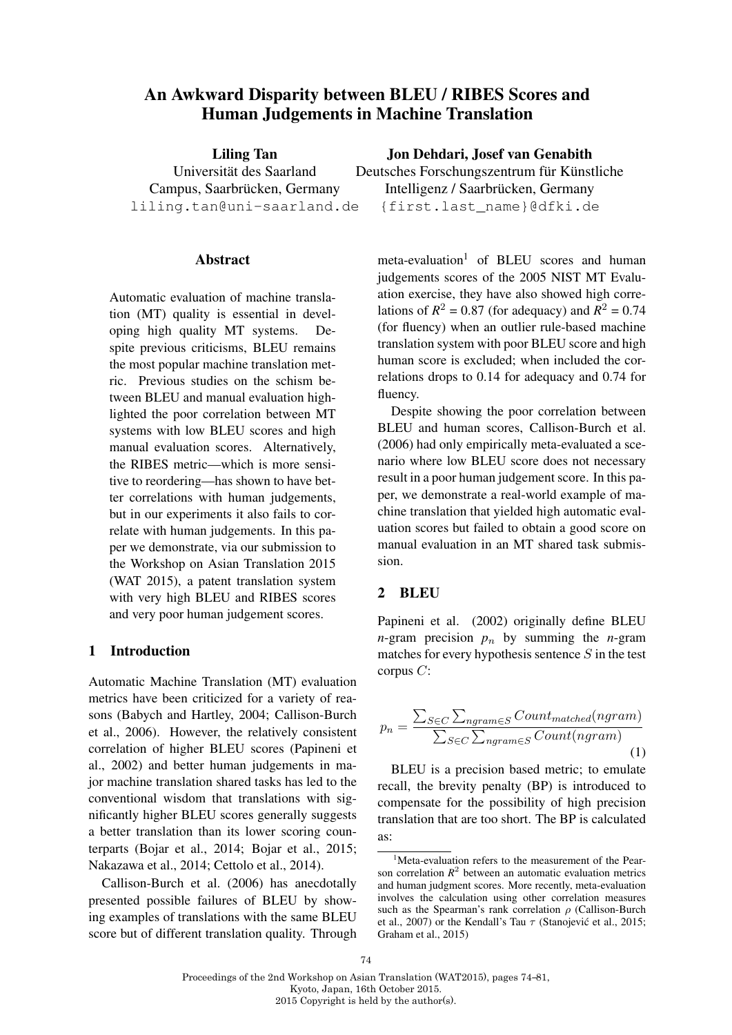# An Awkward Disparity between BLEU / RIBES Scores and Human Judgements in Machine Translation

**Liling Tan**
Universität des Saarland
Campus, Saarbrücken, Germany
liling.tan@uni-saarland.de

**Jon Dehdari, Josef van Genabith**
Deutsches Forschungszentrum für Künstliche Intelligenz / Saarbrücken, Germany
{first.last_name}@dfki.de

## Abstract

Automatic evaluation of machine translation (MT) quality is essential in developing high quality MT systems. Despite previous criticisms, BLEU remains the most popular machine translation metric. Previous studies on the schism between BLEU and manual evaluation highlighted the poor correlation between MT systems with low BLEU scores and high manual evaluation scores. Alternatively, the RIBES metric—which is more sensitive to reordering—has shown to have better correlations with human judgements, but in our experiments it also fails to correlate with human judgements. In this paper we demonstrate, via our submission to the Workshop on Asian Translation 2015 (WAT 2015), a patent translation system with very high BLEU and RIBES scores and very poor human judgement scores.

## 1 Introduction

Automatic Machine Translation (MT) evaluation metrics have been criticized for a variety of reasons (Babych and Hartley, 2004; Callison-Burch et al., 2006). However, the relatively consistent correlation of higher BLEU scores (Papineni et al., 2002) and better human judgements in major machine translation shared tasks has led to the conventional wisdom that translations with significantly higher BLEU scores generally suggests a better translation than its lower scoring counterparts (Bojar et al., 2014; Bojar et al., 2015; Nakazawa et al., 2014; Cettolo et al., 2014).

Callison-Burch et al. (2006) has anecdotally presented possible failures of BLEU by showing examples of translations with the same BLEU score but of different translation quality. Through meta-evaluation[1] of BLEU scores and human judgements scores of the 2005 NIST MT Evaluation exercise, they have also showed high correlations of $R^2$ = 0.87 (for adequacy) and $R^2$ = 0.74 (for fluency) when an outlier rule-based machine translation system with poor BLEU score and high human score is excluded; when included the correlations drops to 0.14 for adequacy and 0.74 for fluency.

Despite showing the poor correlation between BLEU and human scores, Callison-Burch et al. (2006) had only empirically meta-evaluated a scenario where low BLEU score does not necessary result in a poor human judgement score. In this paper, we demonstrate a real-world example of machine translation that yielded high automatic evaluation scores but failed to obtain a good score on manual evaluation in an MT shared task submission.

## 2 BLEU

Papineni et al. (2002) originally define BLEU $n$-gram precision $p_n$ by summing the $n$-gram matches for every hypothesis sentence $S$ in the test corpus $C$:

$$p_n = \frac{\sum_{S \in C} \sum_{ngram \in S} Count_{matched}(ngram)}{\sum_{S \in C} \sum_{ngram \in S} Count(ngram)} \quad (1)$$

BLEU is a precision based metric; to emulate recall, the brevity penalty (BP) is introduced to compensate for the possibility of high precision translation that are too short. The BP is calculated as:

[1] Meta-evaluation refers to the measurement of the Pearson correlation $R^2$ between an automatic evaluation metrics and human judgment scores. More recently, meta-evaluation involves the calculation using other correlation measures such as the Spearman's rank correlation $\rho$ (Callison-Burch et al., 2007) or the Kendall's Tau $\tau$ (Stanojević et al., 2015; Graham et al., 2015)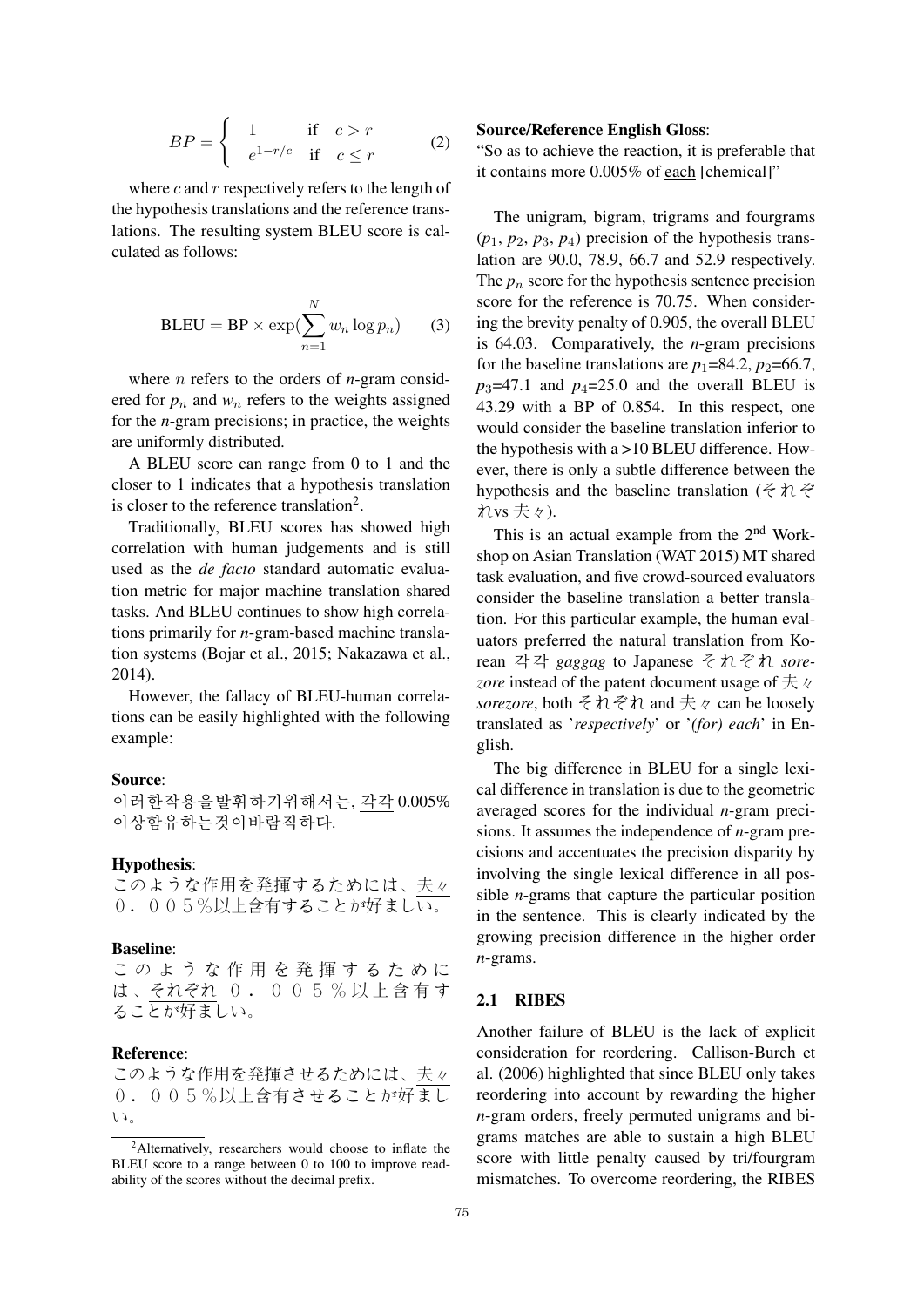$$BP = \begin{cases} 1 & \text{if} \quad c > r \\ e^{1-r/c} & \text{if} \quad c \leq r \end{cases} \tag{2}$$

where $c$ and $r$ respectively refers to the length of the hypothesis translations and the reference translations. The resulting system BLEU score is calculated as follows:

$$\text{BLEU} = \text{BP} \times \exp(\sum_{n=1}^{N} w_n \log p_n) \tag{3}$$

where $n$ refers to the orders of *n*-gram considered for $p_n$ and $w_n$ refers to the weights assigned for the *n*-gram precisions; in practice, the weights are uniformly distributed.

A BLEU score can range from 0 to 1 and the closer to 1 indicates that a hypothesis translation is closer to the reference translation[2].

Traditionally, BLEU scores has showed high correlation with human judgements and is still used as the *de facto* standard automatic evaluation metric for major machine translation shared tasks. And BLEU continues to show high correlations primarily for *n*-gram-based machine translation systems (Bojar et al., 2015; Nakazawa et al., 2014).

However, the fallacy of BLEU-human correlations can be easily highlighted with the following example:

**Source**:
이러한작용을발휘하기위해서는, 각각 0.005% 이상함유하는것이바람직하다.

**Hypothesis**:
このような作用を発揮するためには、夫々０．００５％以上含有することが好ましい。

**Baseline**:
このような作用を発揮するためには、それぞれ ０．００５％以上含有することが好ましい。

**Reference**:
このような作用を発揮させるためには、夫々０．００５％以上含有させることが好ましい。

**Source/Reference English Gloss**:
"So as to achieve the reaction, it is preferable that it contains more 0.005% of each [chemical]"

The unigram, bigram, trigrams and fourgrams ($p_1$, $p_2$, $p_3$, $p_4$) precision of the hypothesis translation are 90.0, 78.9, 66.7 and 52.9 respectively. The $p_n$ score for the hypothesis sentence precision score for the reference is 70.75. When considering the brevity penalty of 0.905, the overall BLEU is 64.03. Comparatively, the *n*-gram precisions for the baseline translations are $p_1$=84.2, $p_2$=66.7, $p_3$=47.1 and $p_4$=25.0 and the overall BLEU is 43.29 with a BP of 0.854. In this respect, one would consider the baseline translation inferior to the hypothesis with a >10 BLEU difference. However, there is only a subtle difference between the hypothesis and the baseline translation (それぞれvs 夫々).

This is an actual example from the 2nd Workshop on Asian Translation (WAT 2015) MT shared task evaluation, and five crowd-sourced evaluators consider the baseline translation a better translation. For this particular example, the human evaluators preferred the natural translation from Korean 각각 *gaggag* to Japanese それぞれ *sorezore* instead of the patent document usage of 夫々 *sorezore*, both それぞれ and 夫々 can be loosely translated as '*respectively*' or '*(for) each*' in English.

The big difference in BLEU for a single lexical difference in translation is due to the geometric averaged scores for the individual *n*-gram precisions. It assumes the independence of *n*-gram precisions and accentuates the precision disparity by involving the single lexical difference in all possible *n*-grams that capture the particular position in the sentence. This is clearly indicated by the growing precision difference in the higher order *n*-grams.

## 2.1 RIBES

Another failure of BLEU is the lack of explicit consideration for reordering. Callison-Burch et al. (2006) highlighted that since BLEU only takes reordering into account by rewarding the higher *n*-gram orders, freely permuted unigrams and bigrams matches are able to sustain a high BLEU score with little penalty caused by tri/fourgram mismatches. To overcome reordering, the RIBES

[2]Alternatively, researchers would choose to inflate the BLEU score to a range between 0 to 100 to improve readability of the scores without the decimal prefix.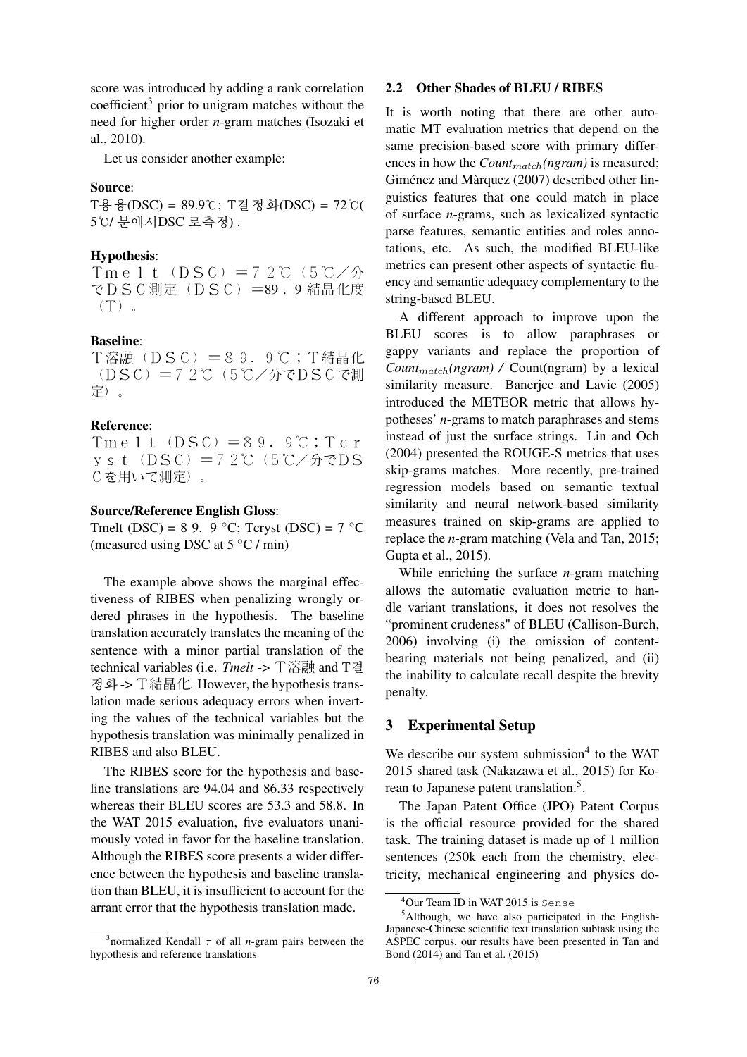score was introduced by adding a rank correlation coefficient[3] prior to unigram matches without the need for higher order *n*-gram matches (Isozaki et al., 2010).

Let us consider another example:

**Source**:
T용융(DSC) = 89.9℃; T결정화(DSC) = 72℃( 5℃/ 분에서DSC 로측정) .

**Hypothesis**:
Ｔｍｅｌｔ（ＤＳＣ）＝７２℃（５℃／分でＤＳＣ測定（ＤＳＣ）＝89．９結晶化度（Ｔ）。

**Baseline**:
Ｔ溶融（ＤＳＣ）＝８９．９℃；Ｔ結晶化（ＤＳＣ）＝７２℃（５℃／分でＤＳＣで測定）。

**Reference**:
Ｔｍｅｌｔ（ＤＳＣ）＝８９．９℃；Ｔｃｒｙｓｔ（ＤＳＣ）＝７２℃（５℃／分でＤＳＣを用いて測定）。

**Source/Reference English Gloss**:
Tmelt (DSC) = 8 9. 9 °C; Tcryst (DSC) = 7 °C (measured using DSC at 5 °C / min)

The example above shows the marginal effectiveness of RIBES when penalizing wrongly ordered phrases in the hypothesis. The baseline translation accurately translates the meaning of the sentence with a minor partial translation of the technical variables (i.e. *Tmelt* -> Ｔ溶融 and T결정화 -> Ｔ結晶化. However, the hypothesis translation made serious adequacy errors when inverting the values of the technical variables but the hypothesis translation was minimally penalized in RIBES and also BLEU.

The RIBES score for the hypothesis and baseline translations are 94.04 and 86.33 respectively whereas their BLEU scores are 53.3 and 58.8. In the WAT 2015 evaluation, five evaluators unanimously voted in favor for the baseline translation. Although the RIBES score presents a wider difference between the hypothesis and baseline translation than BLEU, it is insufficient to account for the arrant error that the hypothesis translation made.

[3] normalized Kendall $\tau$ of all *n*-gram pairs between the hypothesis and reference translations

## 2.2 Other Shades of BLEU / RIBES

It is worth noting that there are other automatic MT evaluation metrics that depend on the same precision-based score with primary differences in how the $Count_{match}(ngram)$ is measured; Giménez and Màrquez (2007) described other linguistics features that one could match in place of surface *n*-grams, such as lexicalized syntactic parse features, semantic entities and roles annotations, etc. As such, the modified BLEU-like metrics can present other aspects of syntactic fluency and semantic adequacy complementary to the string-based BLEU.

A different approach to improve upon the BLEU scores is to allow paraphrases or gappy variants and replace the proportion of $Count_{match}(ngram)$ / Count(ngram) by a lexical similarity measure. Banerjee and Lavie (2005) introduced the METEOR metric that allows hypotheses' *n*-grams to match paraphrases and stems instead of just the surface strings. Lin and Och (2004) presented the ROUGE-S metrics that uses skip-grams matches. More recently, pre-trained regression models based on semantic textual similarity and neural network-based similarity measures trained on skip-grams are applied to replace the *n*-gram matching (Vela and Tan, 2015; Gupta et al., 2015).

While enriching the surface *n*-gram matching allows the automatic evaluation metric to handle variant translations, it does not resolves the "prominent crudeness" of BLEU (Callison-Burch, 2006) involving (i) the omission of content-bearing materials not being penalized, and (ii) the inability to calculate recall despite the brevity penalty.

# 3 Experimental Setup

We describe our system submission[4] to the WAT 2015 shared task (Nakazawa et al., 2015) for Korean to Japanese patent translation.[5].

The Japan Patent Office (JPO) Patent Corpus is the official resource provided for the shared task. The training dataset is made up of 1 million sentences (250k each from the chemistry, electricity, mechanical engineering and physics do-

[4] Our Team ID in WAT 2015 is `Sense`

[5] Although, we have also participated in the English-Japanese-Chinese scientific text translation subtask using the ASPEC corpus, our results have been presented in Tan and Bond (2014) and Tan et al. (2015)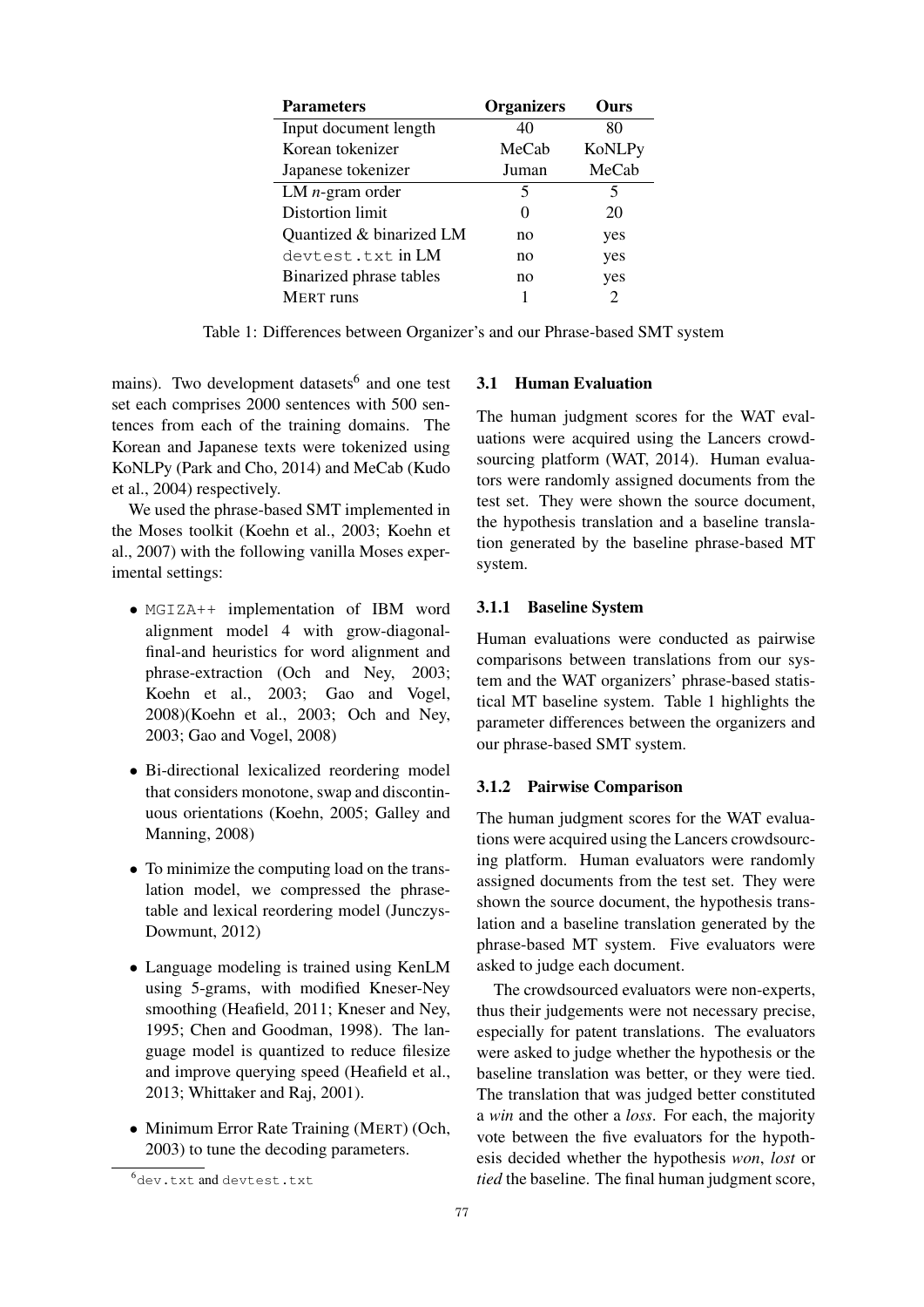| Parameters | Organizers | Ours |
|---|---|---|
| Input document length | 40 | 80 |
| Korean tokenizer | MeCab | KoNLPy |
| Japanese tokenizer | Juman | MeCab |
| LM $n$-gram order | 5 | 5 |
| Distortion limit | 0 | 20 |
| Quantized & binarized LM | no | yes |
| `devtest.txt` in LM | no | yes |
| Binarized phrase tables | no | yes |
| MERT runs | 1 | 2 |

Table 1: Differences between Organizer's and our Phrase-based SMT system

mains). Two development datasets[6] and one test set each comprises 2000 sentences with 500 sentences from each of the training domains. The Korean and Japanese texts were tokenized using KoNLPy (Park and Cho, 2014) and MeCab (Kudo et al., 2004) respectively.

We used the phrase-based SMT implemented in the Moses toolkit (Koehn et al., 2003; Koehn et al., 2007) with the following vanilla Moses experimental settings:

- `MGIZA++` implementation of IBM word alignment model 4 with grow-diagonal-final-and heuristics for word alignment and phrase-extraction (Och and Ney, 2003; Koehn et al., 2003; Gao and Vogel, 2008)(Koehn et al., 2003; Och and Ney, 2003; Gao and Vogel, 2008)
- Bi-directional lexicalized reordering model that considers monotone, swap and discontinuous orientations (Koehn, 2005; Galley and Manning, 2008)
- To minimize the computing load on the translation model, we compressed the phrase-table and lexical reordering model (Junczys-Dowmunt, 2012)
- Language modeling is trained using KenLM using 5-grams, with modified Kneser-Ney smoothing (Heafield, 2011; Kneser and Ney, 1995; Chen and Goodman, 1998). The language model is quantized to reduce filesize and improve querying speed (Heafield et al., 2013; Whittaker and Raj, 2001).
- Minimum Error Rate Training (MERT) (Och, 2003) to tune the decoding parameters.

[6] `dev.txt` and `devtest.txt`

### 3.1 Human Evaluation

The human judgment scores for the WAT evaluations were acquired using the Lancers crowdsourcing platform (WAT, 2014). Human evaluators were randomly assigned documents from the test set. They were shown the source document, the hypothesis translation and a baseline translation generated by the baseline phrase-based MT system.

#### 3.1.1 Baseline System

Human evaluations were conducted as pairwise comparisons between translations from our system and the WAT organizers' phrase-based statistical MT baseline system. Table 1 highlights the parameter differences between the organizers and our phrase-based SMT system.

#### 3.1.2 Pairwise Comparison

The human judgment scores for the WAT evaluations were acquired using the Lancers crowdsourcing platform. Human evaluators were randomly assigned documents from the test set. They were shown the source document, the hypothesis translation and a baseline translation generated by the phrase-based MT system. Five evaluators were asked to judge each document.

The crowdsourced evaluators were non-experts, thus their judgements were not necessary precise, especially for patent translations. The evaluators were asked to judge whether the hypothesis or the baseline translation was better, or they were tied. The translation that was judged better constituted a *win* and the other a *loss*. For each, the majority vote between the five evaluators for the hypothesis decided whether the hypothesis *won*, *lost* or *tied* the baseline. The final human judgment score,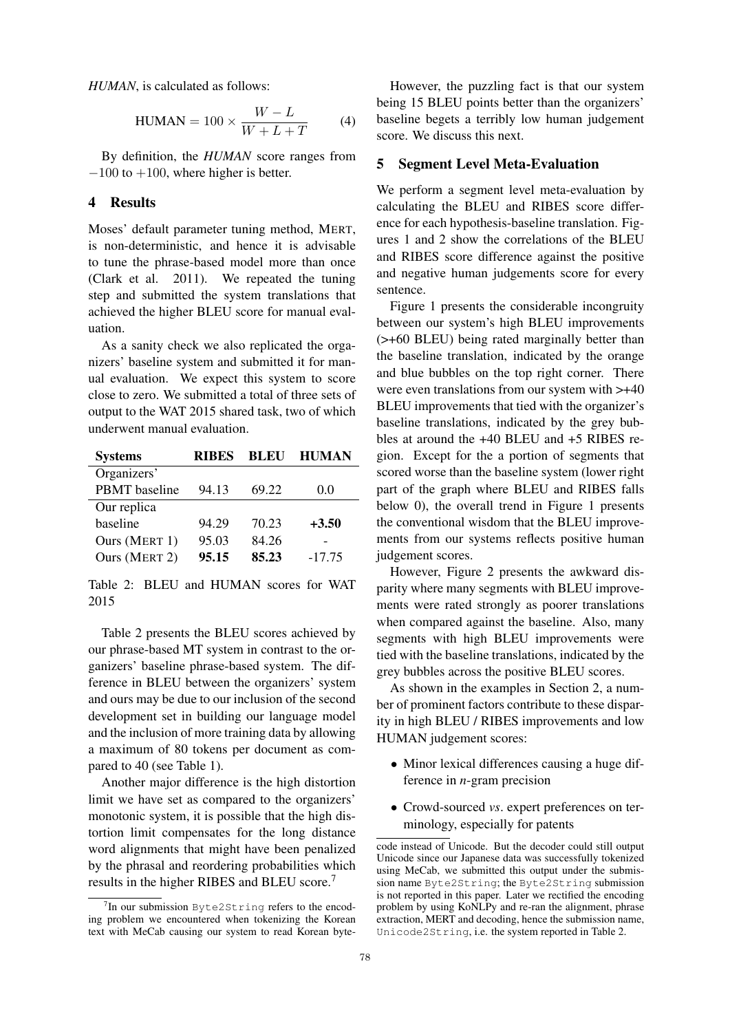*HUMAN*, is calculated as follows:

$$\text{HUMAN} = 100 \times \frac{W - L}{W + L + T} \qquad (4)$$

By definition, the *HUMAN* score ranges from $-100$ to $+100$, where higher is better.

## 4 Results

Moses' default parameter tuning method, MERT, is non-deterministic, and hence it is advisable to tune the phrase-based model more than once (Clark et al. 2011). We repeated the tuning step and submitted the system translations that achieved the higher BLEU score for manual evaluation.

As a sanity check we also replicated the organizers' baseline system and submitted it for manual evaluation. We expect this system to score close to zero. We submitted a total of three sets of output to the WAT 2015 shared task, two of which underwent manual evaluation.

| Systems | RIBES | BLEU | HUMAN |
|---|---|---|---|
| Organizers' PBMT baseline | 94.13 | 69.22 | 0.0 |
| Our replica baseline | 94.29 | 70.23 | **+3.50** |
| Ours (MERT 1) | 95.03 | 84.26 | - |
| Ours (MERT 2) | **95.15** | **85.23** | -17.75 |

Table 2: BLEU and HUMAN scores for WAT 2015

Table 2 presents the BLEU scores achieved by our phrase-based MT system in contrast to the organizers' baseline phrase-based system. The difference in BLEU between the organizers' system and ours may be due to our inclusion of the second development set in building our language model and the inclusion of more training data by allowing a maximum of 80 tokens per document as compared to 40 (see Table 1).

Another major difference is the high distortion limit we have set as compared to the organizers' monotonic system, it is possible that the high distortion limit compensates for the long distance word alignments that might have been penalized by the phrasal and reordering probabilities which results in the higher RIBES and BLEU score.[7]

However, the puzzling fact is that our system being 15 BLEU points better than the organizers' baseline begets a terribly low human judgement score. We discuss this next.

## 5 Segment Level Meta-Evaluation

We perform a segment level meta-evaluation by calculating the BLEU and RIBES score difference for each hypothesis-baseline translation. Figures 1 and 2 show the correlations of the BLEU and RIBES score difference against the positive and negative human judgements score for every sentence.

Figure 1 presents the considerable incongruity between our system's high BLEU improvements (>+60 BLEU) being rated marginally better than the baseline translation, indicated by the orange and blue bubbles on the top right corner. There were even translations from our system with >+40 BLEU improvements that tied with the organizer's baseline translations, indicated by the grey bubbles at around the +40 BLEU and +5 RIBES region. Except for the a portion of segments that scored worse than the baseline system (lower right part of the graph where BLEU and RIBES falls below 0), the overall trend in Figure 1 presents the conventional wisdom that the BLEU improvements from our systems reflects positive human judgement scores.

However, Figure 2 presents the awkward disparity where many segments with BLEU improvements were rated strongly as poorer translations when compared against the baseline. Also, many segments with high BLEU improvements were tied with the baseline translations, indicated by the grey bubbles across the positive BLEU scores.

As shown in the examples in Section 2, a number of prominent factors contribute to these disparity in high BLEU / RIBES improvements and low HUMAN judgement scores:

- Minor lexical differences causing a huge difference in *n*-gram precision
- Crowd-sourced *vs*. expert preferences on terminology, especially for patents

[7] In our submission `Byte2String` refers to the encoding problem we encountered when tokenizing the Korean text with MeCab causing our system to read Korean byte-code instead of Unicode. But the decoder could still output Unicode since our Japanese data was successfully tokenized using MeCab, we submitted this output under the submission name `Byte2String`; the `Byte2String` submission is not reported in this paper. Later we rectified the encoding problem by using KoNLPy and re-ran the alignment, phrase extraction, MERT and decoding, hence the submission name, `Unicode2String`, i.e. the system reported in Table 2.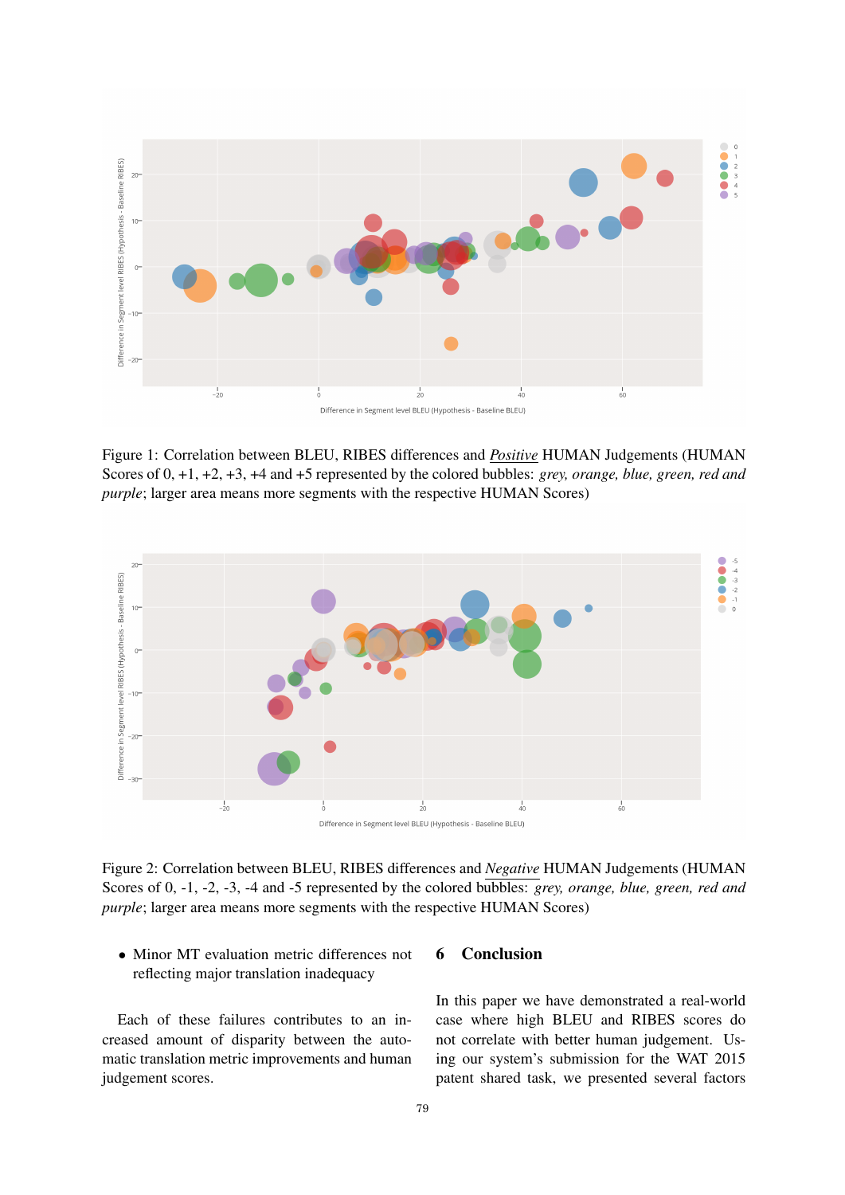Figure 1: Correlation between BLEU, RIBES differences and <u>*Positive*</u> HUMAN Judgements (HUMAN Scores of 0, +1, +2, +3, +4 and +5 represented by the colored bubbles: *grey, orange, blue, green, red and purple*; larger area means more segments with the respective HUMAN Scores)

Figure 2: Correlation between BLEU, RIBES differences and <u>*Negative*</u> HUMAN Judgements (HUMAN Scores of 0, -1, -2, -3, -4 and -5 represented by the colored bubbles: *grey, orange, blue, green, red and purple*; larger area means more segments with the respective HUMAN Scores)

- Minor MT evaluation metric differences not reflecting major translation inadequacy

Each of these failures contributes to an increased amount of disparity between the automatic translation metric improvements and human judgement scores.

## 6 Conclusion

In this paper we have demonstrated a real-world case where high BLEU and RIBES scores do not correlate with better human judgement. Using our system's submission for the WAT 2015 patent shared task, we presented several factors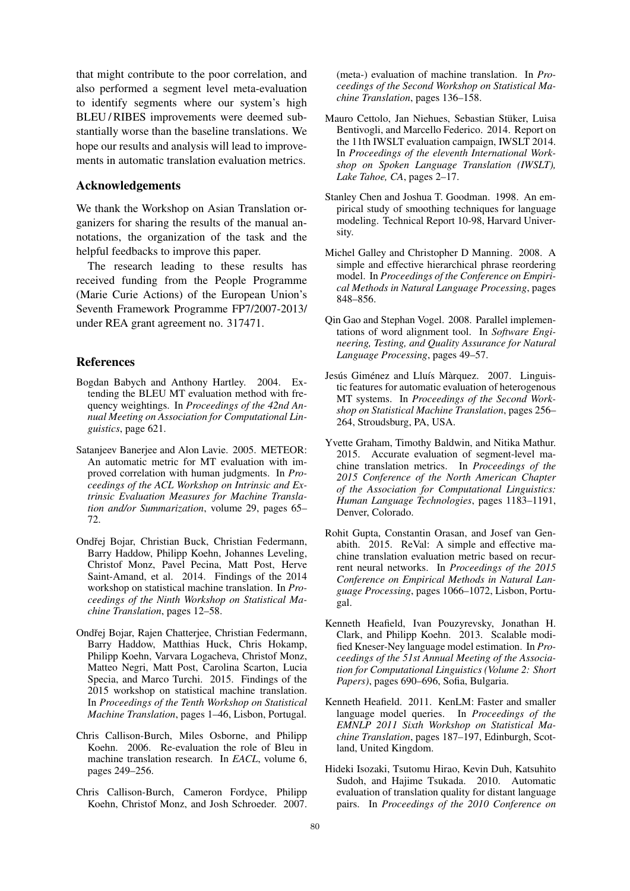that might contribute to the poor correlation, and also performed a segment level meta-evaluation to identify segments where our system's high BLEU / RIBES improvements were deemed substantially worse than the baseline translations. We hope our results and analysis will lead to improvements in automatic translation evaluation metrics.

## Acknowledgements

We thank the Workshop on Asian Translation organizers for sharing the results of the manual annotations, the organization of the task and the helpful feedbacks to improve this paper.

The research leading to these results has received funding from the People Programme (Marie Curie Actions) of the European Union's Seventh Framework Programme FP7/2007-2013/ under REA grant agreement no. 317471.

## References

Bogdan Babych and Anthony Hartley. 2004. Extending the BLEU MT evaluation method with frequency weightings. In *Proceedings of the 42nd Annual Meeting on Association for Computational Linguistics*, page 621.

Satanjeev Banerjee and Alon Lavie. 2005. METEOR: An automatic metric for MT evaluation with improved correlation with human judgments. In *Proceedings of the ACL Workshop on Intrinsic and Extrinsic Evaluation Measures for Machine Translation and/or Summarization*, volume 29, pages 65–72.

Ondřej Bojar, Christian Buck, Christian Federmann, Barry Haddow, Philipp Koehn, Johannes Leveling, Christof Monz, Pavel Pecina, Matt Post, Herve Saint-Amand, et al. 2014. Findings of the 2014 workshop on statistical machine translation. In *Proceedings of the Ninth Workshop on Statistical Machine Translation*, pages 12–58.

Ondřej Bojar, Rajen Chatterjee, Christian Federmann, Barry Haddow, Matthias Huck, Chris Hokamp, Philipp Koehn, Varvara Logacheva, Christof Monz, Matteo Negri, Matt Post, Carolina Scarton, Lucia Specia, and Marco Turchi. 2015. Findings of the 2015 workshop on statistical machine translation. In *Proceedings of the Tenth Workshop on Statistical Machine Translation*, pages 1–46, Lisbon, Portugal.

Chris Callison-Burch, Miles Osborne, and Philipp Koehn. 2006. Re-evaluation the role of Bleu in machine translation research. In *EACL*, volume 6, pages 249–256.

Chris Callison-Burch, Cameron Fordyce, Philipp Koehn, Christof Monz, and Josh Schroeder. 2007. (meta-) evaluation of machine translation. In *Proceedings of the Second Workshop on Statistical Machine Translation*, pages 136–158.

Mauro Cettolo, Jan Niehues, Sebastian Stüker, Luisa Bentivogli, and Marcello Federico. 2014. Report on the 11th IWSLT evaluation campaign, IWSLT 2014. In *Proceedings of the eleventh International Workshop on Spoken Language Translation (IWSLT), Lake Tahoe, CA*, pages 2–17.

Stanley Chen and Joshua T. Goodman. 1998. An empirical study of smoothing techniques for language modeling. Technical Report 10-98, Harvard University.

Michel Galley and Christopher D Manning. 2008. A simple and effective hierarchical phrase reordering model. In *Proceedings of the Conference on Empirical Methods in Natural Language Processing*, pages 848–856.

Qin Gao and Stephan Vogel. 2008. Parallel implementations of word alignment tool. In *Software Engineering, Testing, and Quality Assurance for Natural Language Processing*, pages 49–57.

Jesús Giménez and Lluís Màrquez. 2007. Linguistic features for automatic evaluation of heterogenous MT systems. In *Proceedings of the Second Workshop on Statistical Machine Translation*, pages 256–264, Stroudsburg, PA, USA.

Yvette Graham, Timothy Baldwin, and Nitika Mathur. 2015. Accurate evaluation of segment-level machine translation metrics. In *Proceedings of the 2015 Conference of the North American Chapter of the Association for Computational Linguistics: Human Language Technologies*, pages 1183–1191, Denver, Colorado.

Rohit Gupta, Constantin Orasan, and Josef van Genabith. 2015. ReVal: A simple and effective machine translation evaluation metric based on recurrent neural networks. In *Proceedings of the 2015 Conference on Empirical Methods in Natural Language Processing*, pages 1066–1072, Lisbon, Portugal.

Kenneth Heafield, Ivan Pouzyrevsky, Jonathan H. Clark, and Philipp Koehn. 2013. Scalable modified Kneser-Ney language model estimation. In *Proceedings of the 51st Annual Meeting of the Association for Computational Linguistics (Volume 2: Short Papers)*, pages 690–696, Sofia, Bulgaria.

Kenneth Heafield. 2011. KenLM: Faster and smaller language model queries. In *Proceedings of the EMNLP 2011 Sixth Workshop on Statistical Machine Translation*, pages 187–197, Edinburgh, Scotland, United Kingdom.

Hideki Isozaki, Tsutomu Hirao, Kevin Duh, Katsuhito Sudoh, and Hajime Tsukada. 2010. Automatic evaluation of translation quality for distant language pairs. In *Proceedings of the 2010 Conference on*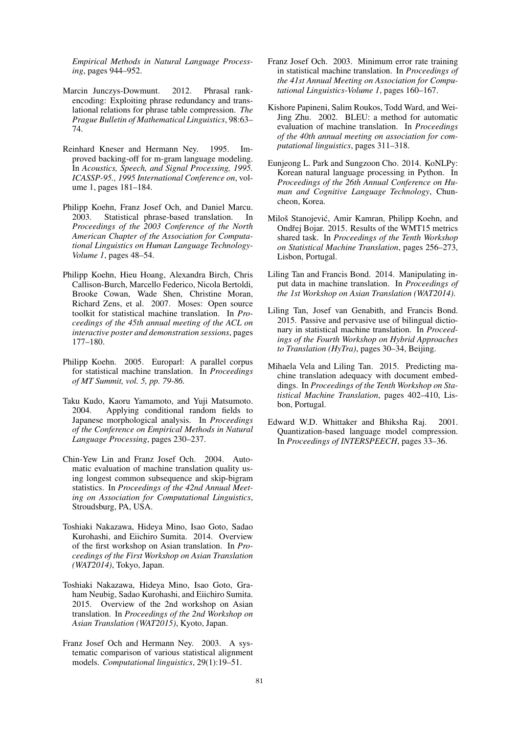*Empirical Methods in Natural Language Processing*, pages 944–952.

Marcin Junczys-Dowmunt. 2012. Phrasal rank-encoding: Exploiting phrase redundancy and translational relations for phrase table compression. *The Prague Bulletin of Mathematical Linguistics*, 98:63–74.

Reinhard Kneser and Hermann Ney. 1995. Improved backing-off for m-gram language modeling. In *Acoustics, Speech, and Signal Processing, 1995. ICASSP-95., 1995 International Conference on*, volume 1, pages 181–184.

Philipp Koehn, Franz Josef Och, and Daniel Marcu. 2003. Statistical phrase-based translation. In *Proceedings of the 2003 Conference of the North American Chapter of the Association for Computational Linguistics on Human Language Technology-Volume 1*, pages 48–54.

Philipp Koehn, Hieu Hoang, Alexandra Birch, Chris Callison-Burch, Marcello Federico, Nicola Bertoldi, Brooke Cowan, Wade Shen, Christine Moran, Richard Zens, et al. 2007. Moses: Open source toolkit for statistical machine translation. In *Proceedings of the 45th annual meeting of the ACL on interactive poster and demonstration sessions*, pages 177–180.

Philipp Koehn. 2005. Europarl: A parallel corpus for statistical machine translation. In *Proceedings of MT Summit, vol. 5, pp. 79-86.*

Taku Kudo, Kaoru Yamamoto, and Yuji Matsumoto. 2004. Applying conditional random fields to Japanese morphological analysis. In *Proceedings of the Conference on Empirical Methods in Natural Language Processing*, pages 230–237.

Chin-Yew Lin and Franz Josef Och. 2004. Automatic evaluation of machine translation quality using longest common subsequence and skip-bigram statistics. In *Proceedings of the 42nd Annual Meeting on Association for Computational Linguistics*, Stroudsburg, PA, USA.

Toshiaki Nakazawa, Hideya Mino, Isao Goto, Sadao Kurohashi, and Eiichiro Sumita. 2014. Overview of the first workshop on Asian translation. In *Proceedings of the First Workshop on Asian Translation (WAT2014)*, Tokyo, Japan.

Toshiaki Nakazawa, Hideya Mino, Isao Goto, Graham Neubig, Sadao Kurohashi, and Eiichiro Sumita. 2015. Overview of the 2nd workshop on Asian translation. In *Proceedings of the 2nd Workshop on Asian Translation (WAT2015)*, Kyoto, Japan.

Franz Josef Och and Hermann Ney. 2003. A systematic comparison of various statistical alignment models. *Computational linguistics*, 29(1):19–51.

Franz Josef Och. 2003. Minimum error rate training in statistical machine translation. In *Proceedings of the 41st Annual Meeting on Association for Computational Linguistics-Volume 1*, pages 160–167.

Kishore Papineni, Salim Roukos, Todd Ward, and Wei-Jing Zhu. 2002. BLEU: a method for automatic evaluation of machine translation. In *Proceedings of the 40th annual meeting on association for computational linguistics*, pages 311–318.

Eunjeong L. Park and Sungzoon Cho. 2014. KoNLPy: Korean natural language processing in Python. In *Proceedings of the 26th Annual Conference on Human and Cognitive Language Technology*, Chuncheon, Korea.

Miloš Stanojević, Amir Kamran, Philipp Koehn, and Ondřej Bojar. 2015. Results of the WMT15 metrics shared task. In *Proceedings of the Tenth Workshop on Statistical Machine Translation*, pages 256–273, Lisbon, Portugal.

Liling Tan and Francis Bond. 2014. Manipulating input data in machine translation. In *Proceedings of the 1st Workshop on Asian Translation (WAT2014)*.

Liling Tan, Josef van Genabith, and Francis Bond. 2015. Passive and pervasive use of bilingual dictionary in statistical machine translation. In *Proceedings of the Fourth Workshop on Hybrid Approaches to Translation (HyTra)*, pages 30–34, Beijing.

Mihaela Vela and Liling Tan. 2015. Predicting machine translation adequacy with document embeddings. In *Proceedings of the Tenth Workshop on Statistical Machine Translation*, pages 402–410, Lisbon, Portugal.

Edward W.D. Whittaker and Bhiksha Raj. 2001. Quantization-based language model compression. In *Proceedings of INTERSPEECH*, pages 33–36.